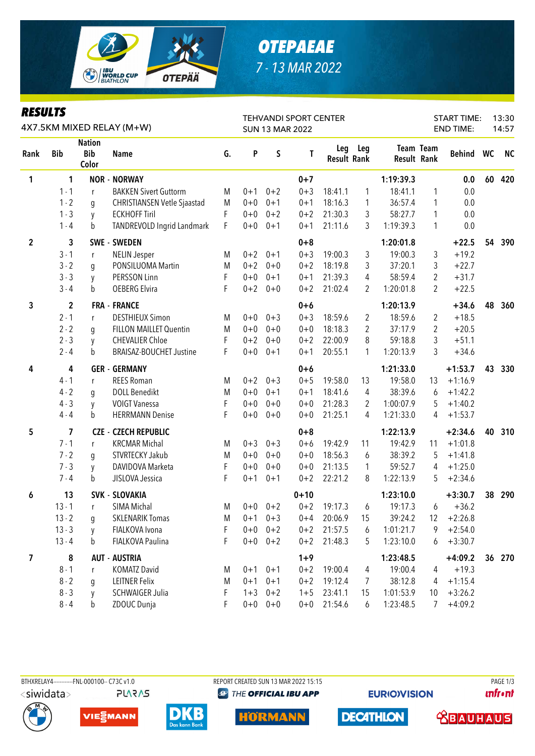# OTEPAEAE

7 - 13 MAR 2022

## RESULTS

4X7.5KM MIXED RELAY (M+W)

TEHVANDI SPORT CENTER
SUN 13 MAR 2022

START TIME: 13:30
END TIME: 14:57

| Rank | Bib | Nation Bib Color | Name | G. | P | S | T | Leg Result | Leg Rank | Team Result | Team Rank | Behind | WC | NC |
|---|---|---|---|---|---|---|---|---|---|---|---|---|---|---|
| 1 | 1 | | NOR - NORWAY | | | | 0+7 | | | 1:19:39.3 | | 0.0 | 60 | 420 |
| | 1 - 1 | r | BAKKEN Sivert Guttorm | M | 0+1 | 0+2 | 0+3 | 18:41.1 | 1 | 18:41.1 | 1 | 0.0 | | |
| | 1 - 2 | g | CHRISTIANSEN Vetle Sjaastad | M | 0+0 | 0+1 | 0+1 | 18:16.3 | 1 | 36:57.4 | 1 | 0.0 | | |
| | 1 - 3 | y | ECKHOFF Tiril | F | 0+0 | 0+2 | 0+2 | 21:30.3 | 3 | 58:27.7 | 1 | 0.0 | | |
| | 1 - 4 | b | TANDREVOLD Ingrid Landmark | F | 0+0 | 0+1 | 0+1 | 21:11.6 | 3 | 1:19:39.3 | 1 | 0.0 | | |
| 2 | 3 | | SWE - SWEDEN | | | | 0+8 | | | 1:20:01.8 | | +22.5 | 54 | 390 |
| | 3 - 1 | r | NELIN Jesper | M | 0+2 | 0+1 | 0+3 | 19:00.3 | 3 | 19:00.3 | 3 | +19.2 | | |
| | 3 - 2 | g | PONSILUOMA Martin | M | 0+2 | 0+0 | 0+2 | 18:19.8 | 3 | 37:20.1 | 3 | +22.7 | | |
| | 3 - 3 | y | PERSSON Linn | F | 0+0 | 0+1 | 0+1 | 21:39.3 | 4 | 58:59.4 | 2 | +31.7 | | |
| | 3 - 4 | b | OEBERG Elvira | F | 0+2 | 0+0 | 0+2 | 21:02.4 | 2 | 1:20:01.8 | 2 | +22.5 | | |
| 3 | 2 | | FRA - FRANCE | | | | 0+6 | | | 1:20:13.9 | | +34.6 | 48 | 360 |
| | 2 - 1 | r | DESTHIEUX Simon | M | 0+0 | 0+3 | 0+3 | 18:59.6 | 2 | 18:59.6 | 2 | +18.5 | | |
| | 2 - 2 | g | FILLON MAILLET Quentin | M | 0+0 | 0+0 | 0+0 | 18:18.3 | 2 | 37:17.9 | 2 | +20.5 | | |
| | 2 - 3 | y | CHEVALIER Chloe | F | 0+2 | 0+0 | 0+2 | 22:00.9 | 8 | 59:18.8 | 3 | +51.1 | | |
| | 2 - 4 | b | BRAISAZ-BOUCHET Justine | F | 0+0 | 0+1 | 0+1 | 20:55.1 | 1 | 1:20:13.9 | 3 | +34.6 | | |
| 4 | 4 | | GER - GERMANY | | | | 0+6 | | | 1:21:33.0 | | +1:53.7 | 43 | 330 |
| | 4 - 1 | r | REES Roman | M | 0+2 | 0+3 | 0+5 | 19:58.0 | 13 | 19:58.0 | 13 | +1:16.9 | | |
| | 4 - 2 | g | DOLL Benedikt | M | 0+0 | 0+1 | 0+1 | 18:41.6 | 4 | 38:39.6 | 6 | +1:42.2 | | |
| | 4 - 3 | y | VOIGT Vanessa | F | 0+0 | 0+0 | 0+0 | 21:28.3 | 2 | 1:00:07.9 | 5 | +1:40.2 | | |
| | 4 - 4 | b | HERRMANN Denise | F | 0+0 | 0+0 | 0+0 | 21:25.1 | 4 | 1:21:33.0 | 4 | +1:53.7 | | |
| 5 | 7 | | CZE - CZECH REPUBLIC | | | | 0+8 | | | 1:22:13.9 | | +2:34.6 | 40 | 310 |
| | 7 - 1 | r | KRCMAR Michal | M | 0+3 | 0+3 | 0+6 | 19:42.9 | 11 | 19:42.9 | 11 | +1:01.8 | | |
| | 7 - 2 | g | STVRTECKY Jakub | M | 0+0 | 0+0 | 0+0 | 18:56.3 | 6 | 38:39.2 | 5 | +1:41.8 | | |
| | 7 - 3 | y | DAVIDOVA Marketa | F | 0+0 | 0+0 | 0+0 | 21:13.5 | 1 | 59:52.7 | 4 | +1:25.0 | | |
| | 7 - 4 | b | JISLOVA Jessica | F | 0+1 | 0+1 | 0+2 | 22:21.2 | 8 | 1:22:13.9 | 5 | +2:34.6 | | |
| 6 | 13 | | SVK - SLOVAKIA | | | | 0+10 | | | 1:23:10.0 | | +3:30.7 | 38 | 290 |
| | 13 - 1 | r | SIMA Michal | M | 0+0 | 0+2 | 0+2 | 19:17.3 | 6 | 19:17.3 | 6 | +36.2 | | |
| | 13 - 2 | g | SKLENARIK Tomas | M | 0+1 | 0+3 | 0+4 | 20:06.9 | 15 | 39:24.2 | 12 | +2:26.8 | | |
| | 13 - 3 | y | FIALKOVA Ivona | F | 0+0 | 0+2 | 0+2 | 21:57.5 | 6 | 1:01:21.7 | 9 | +2:54.0 | | |
| | 13 - 4 | b | FIALKOVA Paulina | F | 0+0 | 0+2 | 0+2 | 21:48.3 | 5 | 1:23:10.0 | 6 | +3:30.7 | | |
| 7 | 8 | | AUT - AUSTRIA | | | | 1+9 | | | 1:23:48.5 | | +4:09.2 | 36 | 270 |
| | 8 - 1 | r | KOMATZ David | M | 0+1 | 0+1 | 0+2 | 19:00.4 | 4 | 19:00.4 | 4 | +19.3 | | |
| | 8 - 2 | g | LEITNER Felix | M | 0+1 | 0+1 | 0+2 | 19:12.4 | 7 | 38:12.8 | 4 | +1:15.4 | | |
| | 8 - 3 | y | SCHWAIGER Julia | F | 1+3 | 0+2 | 1+5 | 23:41.1 | 15 | 1:01:53.9 | 10 | +3:26.2 | | |
| | 8 - 4 | b | ZDOUC Dunja | F | 0+0 | 0+0 | 0+0 | 21:54.6 | 6 | 1:23:48.5 | 7 | +4:09.2 | | |

BTHXRELAY4------------FNL-000100-- C73C v1.0 REPORT CREATED SUN 13 MAR 2022 15:15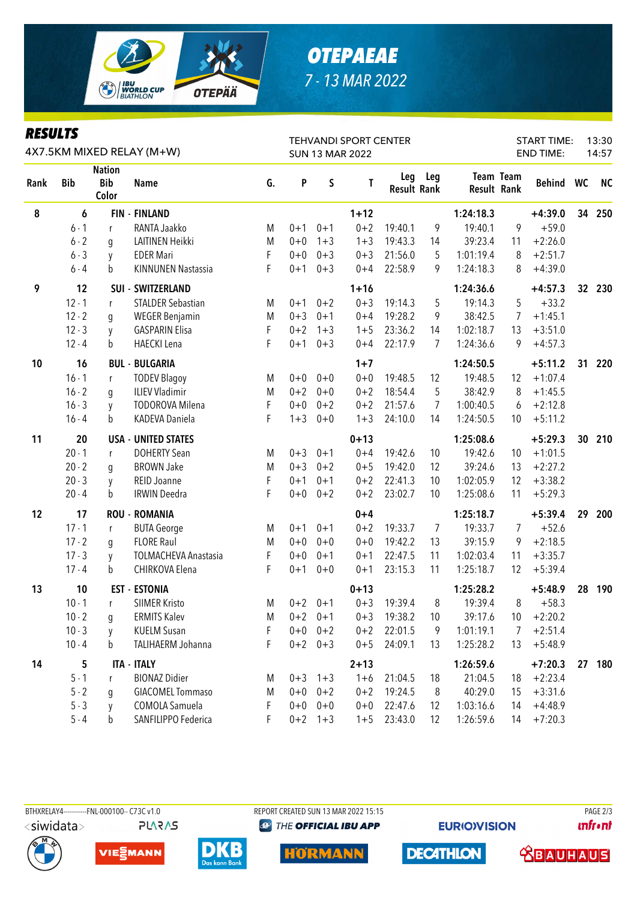# OTEPAEAE

7 - 13 MAR 2022

## RESULTS

4X7.5KM MIXED RELAY (M+W)

TEHVANDI SPORT CENTER
SUN 13 MAR 2022

START TIME: 13:30
END TIME: 14:57

| Rank | Bib | Nation Bib Color | Name | G. | P | S | T | Leg Result | Leg Rank | Team Result | Team Rank | Behind | WC | NC |
|---|---|---|---|---|---|---|---|---|---|---|---|---|---|---|
| 8 | 6 | | FIN - FINLAND | | | | 1+12 | | | 1:24:18.3 | | +4:39.0 | 34 | 250 |
| | 6 - 1 | r | RANTA Jaakko | M | 0+1 | 0+1 | 0+2 | 19:40.1 | 9 | 19:40.1 | 9 | +59.0 | | |
| | 6 - 2 | g | LAITINEN Heikki | M | 0+0 | 1+3 | 1+3 | 19:43.3 | 14 | 39:23.4 | 11 | +2:26.0 | | |
| | 6 - 3 | y | EDER Mari | F | 0+0 | 0+3 | 0+3 | 21:56.0 | 5 | 1:01:19.4 | 8 | +2:51.7 | | |
| | 6 - 4 | b | KINNUNEN Nastassia | F | 0+1 | 0+3 | 0+4 | 22:58.9 | 9 | 1:24:18.3 | 8 | +4:39.0 | | |
| 9 | 12 | | SUI - SWITZERLAND | | | | 1+16 | | | 1:24:36.6 | | +4:57.3 | 32 | 230 |
| | 12 - 1 | r | STALDER Sebastian | M | 0+1 | 0+2 | 0+3 | 19:14.3 | 5 | 19:14.3 | 5 | +33.2 | | |
| | 12 - 2 | g | WEGER Benjamin | M | 0+3 | 0+1 | 0+4 | 19:28.2 | 9 | 38:42.5 | 7 | +1:45.1 | | |
| | 12 - 3 | y | GASPARIN Elisa | F | 0+2 | 1+3 | 1+5 | 23:36.2 | 14 | 1:02:18.7 | 13 | +3:51.0 | | |
| | 12 - 4 | b | HAECKI Lena | F | 0+1 | 0+3 | 0+4 | 22:17.9 | 7 | 1:24:36.6 | 9 | +4:57.3 | | |
| 10 | 16 | | BUL - BULGARIA | | | | 1+7 | | | 1:24:50.5 | | +5:11.2 | 31 | 220 |
| | 16 - 1 | r | TODEV Blagoy | M | 0+0 | 0+0 | 0+0 | 19:48.5 | 12 | 19:48.5 | 12 | +1:07.4 | | |
| | 16 - 2 | g | ILIEV Vladimir | M | 0+2 | 0+0 | 0+2 | 18:54.4 | 5 | 38:42.9 | 8 | +1:45.5 | | |
| | 16 - 3 | y | TODOROVA Milena | F | 0+0 | 0+2 | 0+2 | 21:57.6 | 7 | 1:00:40.5 | 6 | +2:12.8 | | |
| | 16 - 4 | b | KADEVA Daniela | F | 1+3 | 0+0 | 1+3 | 24:10.0 | 14 | 1:24:50.5 | 10 | +5:11.2 | | |
| 11 | 20 | | USA - UNITED STATES | | | | 0+13 | | | 1:25:08.6 | | +5:29.3 | 30 | 210 |
| | 20 - 1 | r | DOHERTY Sean | M | 0+3 | 0+1 | 0+4 | 19:42.6 | 10 | 19:42.6 | 10 | +1:01.5 | | |
| | 20 - 2 | g | BROWN Jake | M | 0+3 | 0+2 | 0+5 | 19:42.0 | 12 | 39:24.6 | 13 | +2:27.2 | | |
| | 20 - 3 | y | REID Joanne | F | 0+1 | 0+1 | 0+2 | 22:41.3 | 10 | 1:02:05.9 | 12 | +3:38.2 | | |
| | 20 - 4 | b | IRWIN Deedra | F | 0+0 | 0+2 | 0+2 | 23:02.7 | 10 | 1:25:08.6 | 11 | +5:29.3 | | |
| 12 | 17 | | ROU - ROMANIA | | | | 0+4 | | | 1:25:18.7 | | +5:39.4 | 29 | 200 |
| | 17 - 1 | r | BUTA George | M | 0+1 | 0+1 | 0+2 | 19:33.7 | 7 | 19:33.7 | 7 | +52.6 | | |
| | 17 - 2 | g | FLORE Raul | M | 0+0 | 0+0 | 0+0 | 19:42.2 | 13 | 39:15.9 | 9 | +2:18.5 | | |
| | 17 - 3 | y | TOLMACHEVA Anastasia | F | 0+0 | 0+1 | 0+1 | 22:47.5 | 11 | 1:02:03.4 | 11 | +3:35.7 | | |
| | 17 - 4 | b | CHIRKOVA Elena | F | 0+1 | 0+0 | 0+1 | 23:15.3 | 11 | 1:25:18.7 | 12 | +5:39.4 | | |
| 13 | 10 | | EST - ESTONIA | | | | 0+13 | | | 1:25:28.2 | | +5:48.9 | 28 | 190 |
| | 10 - 1 | r | SIIMER Kristo | M | 0+2 | 0+1 | 0+3 | 19:39.4 | 8 | 19:39.4 | 8 | +58.3 | | |
| | 10 - 2 | g | ERMITS Kalev | M | 0+2 | 0+1 | 0+3 | 19:38.2 | 10 | 39:17.6 | 10 | +2:20.2 | | |
| | 10 - 3 | y | KUELM Susan | F | 0+0 | 0+2 | 0+2 | 22:01.5 | 9 | 1:01:19.1 | 7 | +2:51.4 | | |
| | 10 - 4 | b | TALIHAERM Johanna | F | 0+2 | 0+3 | 0+5 | 24:09.1 | 13 | 1:25:28.2 | 13 | +5:48.9 | | |
| 14 | 5 | | ITA - ITALY | | | | 2+13 | | | 1:26:59.6 | | +7:20.3 | 27 | 180 |
| | 5 - 1 | r | BIONAZ Didier | M | 0+3 | 1+3 | 1+6 | 21:04.5 | 18 | 21:04.5 | 18 | +2:23.4 | | |
| | 5 - 2 | g | GIACOMEL Tommaso | M | 0+0 | 0+2 | 0+2 | 19:24.5 | 8 | 40:29.0 | 15 | +3:31.6 | | |
| | 5 - 3 | y | COMOLA Samuela | F | 0+0 | 0+0 | 0+0 | 22:47.6 | 12 | 1:03:16.6 | 14 | +4:48.9 | | |
| | 5 - 4 | b | SANFILIPPO Federica | F | 0+2 | 1+3 | 1+5 | 23:43.0 | 12 | 1:26:59.6 | 14 | +7:20.3 | | |

BTHXRELAY4-----------FNL-000100-- C73C v1.0 REPORT CREATED SUN 13 MAR 2022 15:15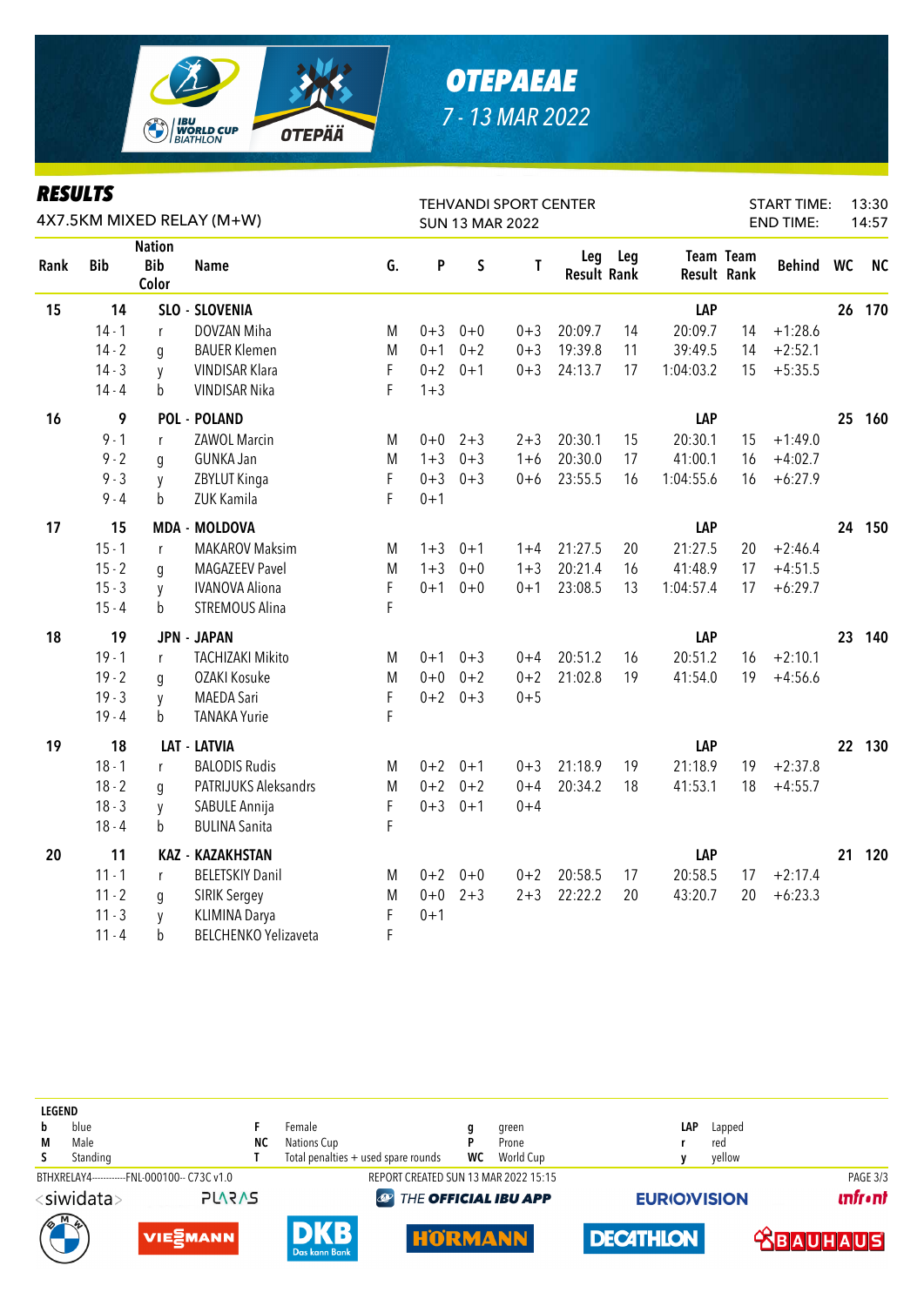# OTEPAEAE

7 - 13 MAR 2022

## RESULTS

4X7.5KM MIXED RELAY (M+W)

TEHVANDI SPORT CENTER
SUN 13 MAR 2022

START TIME: 13:30
END TIME: 14:57

| Rank | Bib | Nation Bib Color | Name | G. | P | S | T | Leg Result | Leg Rank | Team Result | Team Rank | Behind | WC | NC |
|---|---|---|---|---|---|---|---|---|---|---|---|---|---|---|
| 15 | 14 | SLO - SLOVENIA | | | | | | | | LAP | | | 26 | 170 |
| | 14 - 1 | r | DOVZAN Miha | M | 0+3 | 0+0 | 0+3 | 20:09.7 | 14 | 20:09.7 | 14 | +1:28.6 | | |
| | 14 - 2 | g | BAUER Klemen | M | 0+1 | 0+2 | 0+3 | 19:39.8 | 11 | 39:49.5 | 14 | +2:52.1 | | |
| | 14 - 3 | y | VINDISAR Klara | F | 0+2 | 0+1 | 0+3 | 24:13.7 | 17 | 1:04:03.2 | 15 | +5:35.5 | | |
| | 14 - 4 | b | VINDISAR Nika | F | 1+3 | | | | | | | | | |
| 16 | 9 | POL - POLAND | | | | | | | | LAP | | | 25 | 160 |
| | 9 - 1 | r | ZAWOL Marcin | M | 0+0 | 2+3 | 2+3 | 20:30.1 | 15 | 20:30.1 | 15 | +1:49.0 | | |
| | 9 - 2 | g | GUNKA Jan | M | 1+3 | 0+3 | 1+6 | 20:30.0 | 17 | 41:00.1 | 16 | +4:02.7 | | |
| | 9 - 3 | y | ZBYLUT Kinga | F | 0+3 | 0+3 | 0+6 | 23:55.5 | 16 | 1:04:55.6 | 16 | +6:27.9 | | |
| | 9 - 4 | b | ZUK Kamila | F | 0+1 | | | | | | | | | |
| 17 | 15 | MDA - MOLDOVA | | | | | | | | LAP | | | 24 | 150 |
| | 15 - 1 | r | MAKAROV Maksim | M | 1+3 | 0+1 | 1+4 | 21:27.5 | 20 | 21:27.5 | 20 | +2:46.4 | | |
| | 15 - 2 | g | MAGAZEEV Pavel | M | 1+3 | 0+0 | 1+3 | 20:21.4 | 16 | 41:48.9 | 17 | +4:51.5 | | |
| | 15 - 3 | y | IVANOVA Aliona | F | 0+1 | 0+0 | 0+1 | 23:08.5 | 13 | 1:04:57.4 | 17 | +6:29.7 | | |
| | 15 - 4 | b | STREMOUS Alina | F | | | | | | | | | | |
| 18 | 19 | JPN - JAPAN | | | | | | | | LAP | | | 23 | 140 |
| | 19 - 1 | r | TACHIZAKI Mikito | M | 0+1 | 0+3 | 0+4 | 20:51.2 | 16 | 20:51.2 | 16 | +2:10.1 | | |
| | 19 - 2 | g | OZAKI Kosuke | M | 0+0 | 0+2 | 0+2 | 21:02.8 | 19 | 41:54.0 | 19 | +4:56.6 | | |
| | 19 - 3 | y | MAEDA Sari | F | 0+2 | 0+3 | 0+5 | | | | | | | |
| | 19 - 4 | b | TANAKA Yurie | F | | | | | | | | | | |
| 19 | 18 | LAT - LATVIA | | | | | | | | LAP | | | 22 | 130 |
| | 18 - 1 | r | BALODIS Rudis | M | 0+2 | 0+1 | 0+3 | 21:18.9 | 19 | 21:18.9 | 19 | +2:37.8 | | |
| | 18 - 2 | g | PATRIJUKS Aleksandrs | M | 0+2 | 0+2 | 0+4 | 20:34.2 | 18 | 41:53.1 | 18 | +4:55.7 | | |
| | 18 - 3 | y | SABULE Annija | F | 0+3 | 0+1 | 0+4 | | | | | | | |
| | 18 - 4 | b | BULINA Sanita | F | | | | | | | | | | |
| 20 | 11 | KAZ - KAZAKHSTAN | | | | | | | | LAP | | | 21 | 120 |
| | 11 - 1 | r | BELETSKIY Danil | M | 0+2 | 0+0 | 0+2 | 20:58.5 | 17 | 20:58.5 | 17 | +2:17.4 | | |
| | 11 - 2 | g | SIRIK Sergey | M | 0+0 | 2+3 | 2+3 | 22:22.2 | 20 | 43:20.7 | 20 | +6:23.3 | | |
| | 11 - 3 | y | KLIMINA Darya | F | 0+1 | | | | | | | | | |
| | 11 - 4 | b | BELCHENKO Yelizaveta | F | | | | | | | | | | |

**LEGEND**

| | | | | | | | |
|---|---|---|---|---|---|---|---|
| b | blue | F | Female | g | green | LAP | Lapped |
| M | Male | NC | Nations Cup | P | Prone | r | red |
| S | Standing | T | Total penalties + used spare rounds | WC | World Cup | y | yellow |

BTHXRELAY4------------FNL-000100-- C73C v1.0 REPORT CREATED SUN 13 MAR 2022 15:15